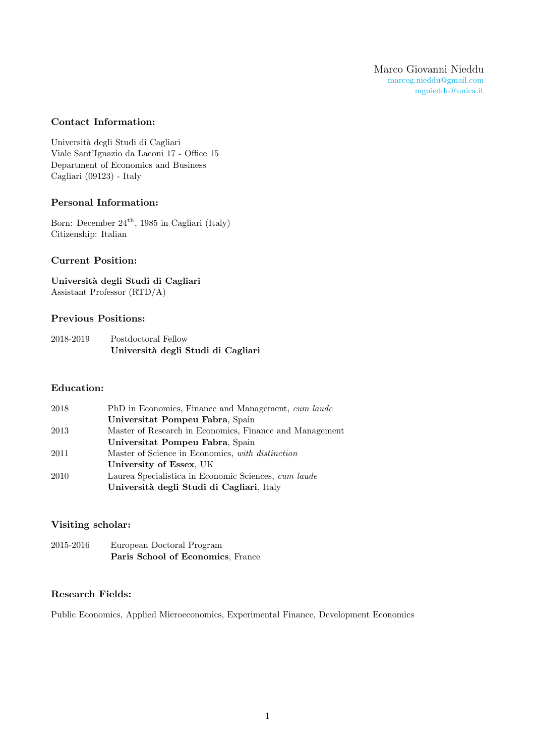Marco Giovanni Nieddu
marcog.nieddu@gmail.com
mgnieddu@unica.it

### Contact Information:

Università degli Studi di Cagliari
Viale Sant'Ignazio da Laconi 17 - Office 15
Department of Economics and Business
Cagliari (09123) - Italy

### Personal Information:

Born: December 24th, 1985 in Cagliari (Italy)
Citizenship: Italian

### Current Position:

**Università degli Studi di Cagliari**
Assistant Professor (RTD/A)

### Previous Positions:

2018-2019 Postdoctoral Fellow
**Università degli Studi di Cagliari**

### Education:

2018 PhD in Economics, Finance and Management, *cum laude*
**Universitat Pompeu Fabra**, Spain

2013 Master of Research in Economics, Finance and Management
**Universitat Pompeu Fabra**, Spain

2011 Master of Science in Economics, *with distinction*
**University of Essex**, UK

2010 Laurea Specialistica in Economic Sciences, *cum laude*
**Università degli Studi di Cagliari**, Italy

### Visiting scholar:

2015-2016 European Doctoral Program
**Paris School of Economics**, France

### Research Fields:

Public Economics, Applied Microeconomics, Experimental Finance, Development Economics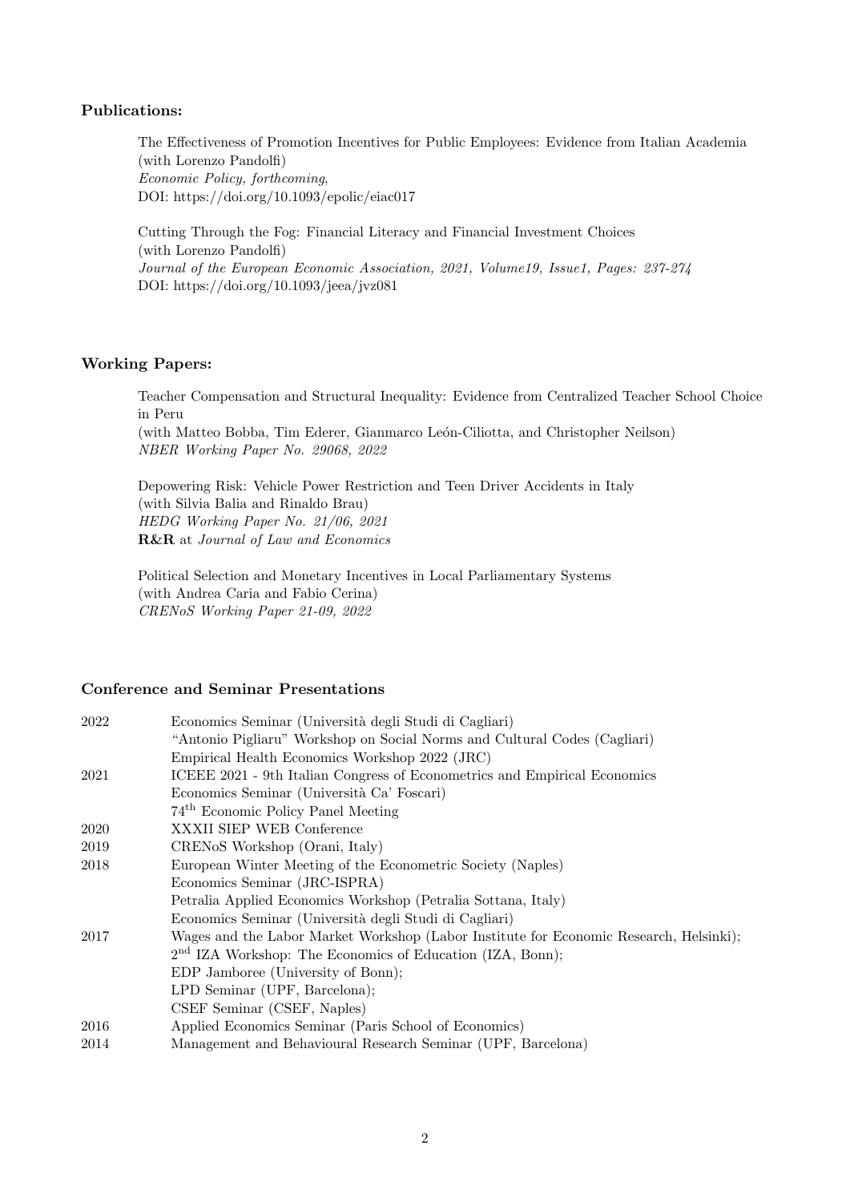### Publications:

The Effectiveness of Promotion Incentives for Public Employees: Evidence from Italian Academia
(with Lorenzo Pandolfi)
*Economic Policy, forthcoming*,
DOI: https://doi.org/10.1093/epolic/eiac017

Cutting Through the Fog: Financial Literacy and Financial Investment Choices
(with Lorenzo Pandolfi)
*Journal of the European Economic Association, 2021, Volume19, Issue1, Pages: 237-274*
DOI: https://doi.org/10.1093/jeea/jvz081

### Working Papers:

Teacher Compensation and Structural Inequality: Evidence from Centralized Teacher School Choice in Peru
(with Matteo Bobba, Tim Ederer, Gianmarco León-Ciliotta, and Christopher Neilson)
*NBER Working Paper No. 29068, 2022*

Depowering Risk: Vehicle Power Restriction and Teen Driver Accidents in Italy
(with Silvia Balia and Rinaldo Brau)
*HEDG Working Paper No. 21/06, 2021*
**R&R** at *Journal of Law and Economics*

Political Selection and Monetary Incentives in Local Parliamentary Systems
(with Andrea Caria and Fabio Cerina)
*CRENoS Working Paper 21-09, 2022*

### Conference and Seminar Presentations

| | |
|---|---|
| 2022 | Economics Seminar (Università degli Studi di Cagliari) |
| | "Antonio Pigliaru" Workshop on Social Norms and Cultural Codes (Cagliari) |
| | Empirical Health Economics Workshop 2022 (JRC) |
| 2021 | ICEEE 2021 - 9th Italian Congress of Econometrics and Empirical Economics |
| | Economics Seminar (Università Ca' Foscari) |
| | 74th Economic Policy Panel Meeting |
| 2020 | XXXII SIEP WEB Conference |
| 2019 | CRENoS Workshop (Orani, Italy) |
| 2018 | European Winter Meeting of the Econometric Society (Naples) |
| | Economics Seminar (JRC-ISPRA) |
| | Petralia Applied Economics Workshop (Petralia Sottana, Italy) |
| | Economics Seminar (Università degli Studi di Cagliari) |
| 2017 | Wages and the Labor Market Workshop (Labor Institute for Economic Research, Helsinki); |
| | 2nd IZA Workshop: The Economics of Education (IZA, Bonn); |
| | EDP Jamboree (University of Bonn); |
| | LPD Seminar (UPF, Barcelona); |
| | CSEF Seminar (CSEF, Naples) |
| 2016 | Applied Economics Seminar (Paris School of Economics) |
| 2014 | Management and Behavioural Research Seminar (UPF, Barcelona) |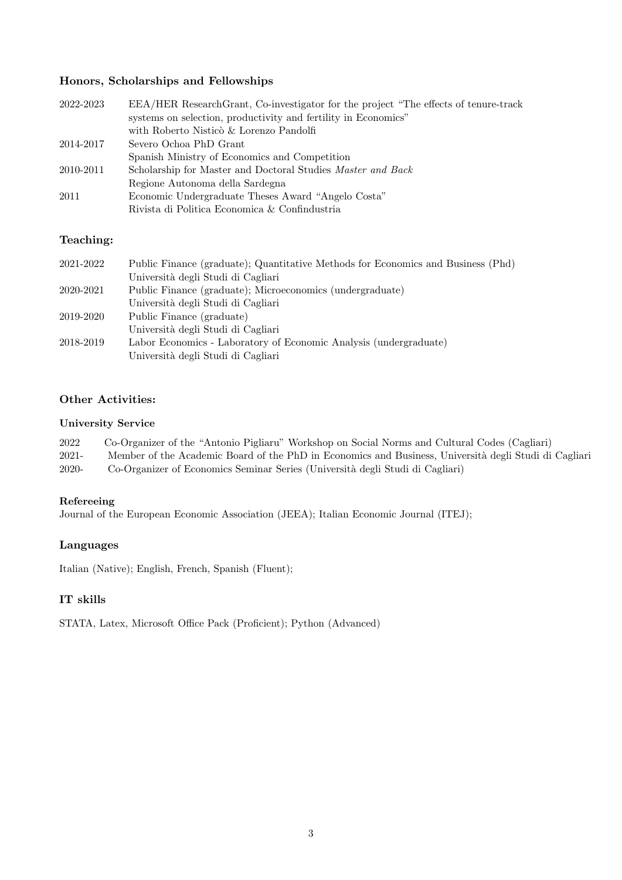### Honors, Scholarships and Fellowships

| | |
|---|---|
| 2022-2023 | EEA/HER ResearchGrant, Co-investigator for the project "The effects of tenure-track systems on selection, productivity and fertility in Economics" with Roberto Nisticò & Lorenzo Pandolfi |
| 2014-2017 | Severo Ochoa PhD Grant<br>Spanish Ministry of Economics and Competition |
| 2010-2011 | Scholarship for Master and Doctoral Studies *Master and Back*<br>Regione Autonoma della Sardegna |
| 2011 | Economic Undergraduate Theses Award "Angelo Costa"<br>Rivista di Politica Economica & Confindustria |

### Teaching:

| | |
|---|---|
| 2021-2022 | Public Finance (graduate); Quantitative Methods for Economics and Business (Phd)<br>Università degli Studi di Cagliari |
| 2020-2021 | Public Finance (graduate); Microeconomics (undergraduate)<br>Università degli Studi di Cagliari |
| 2019-2020 | Public Finance (graduate)<br>Università degli Studi di Cagliari |
| 2018-2019 | Labor Economics - Laboratory of Economic Analysis (undergraduate)<br>Università degli Studi di Cagliari |

### Other Activities:

#### University Service

| | |
|---|---|
| 2022 | Co-Organizer of the "Antonio Pigliaru" Workshop on Social Norms and Cultural Codes (Cagliari) |
| 2021- | Member of the Academic Board of the PhD in Economics and Business, Università degli Studi di Cagliari |
| 2020- | Co-Organizer of Economics Seminar Series (Università degli Studi di Cagliari) |

#### Refereeing

Journal of the European Economic Association (JEEA); Italian Economic Journal (ITEJ);

### Languages

Italian (Native); English, French, Spanish (Fluent);

### IT skills

STATA, Latex, Microsoft Office Pack (Proficient); Python (Advanced)